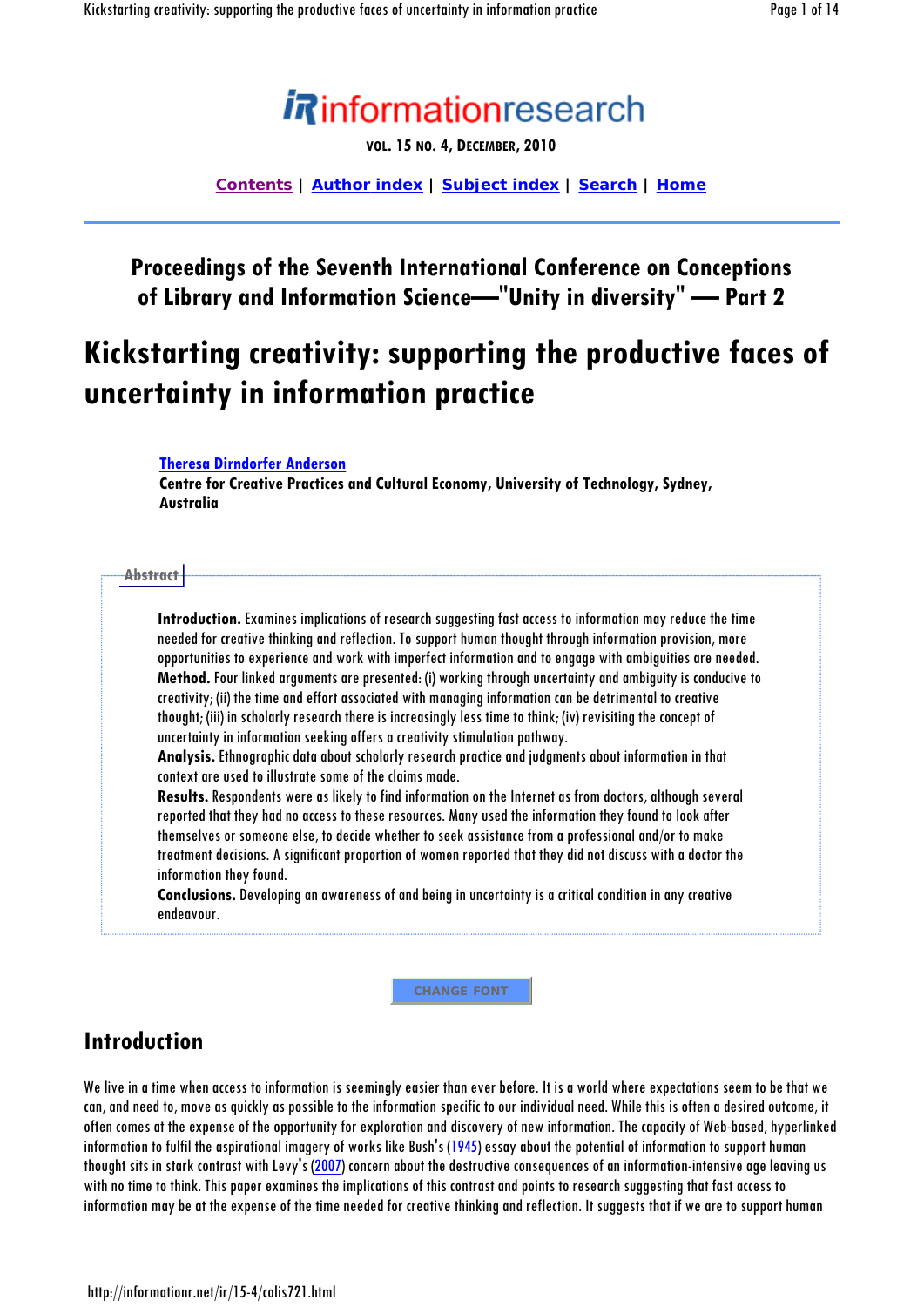# informationresearch

VOL. 15 NO. 4, DECEMBER, 2010

Contents | Author index | Subject index | Search | Home

## Proceedings of the Seventh International Conference on Conceptions of Library and Information Science—"Unity in diversity" — Part 2

# Kickstarting creativity: supporting the productive faces of uncertainty in information practice

Theresa Dirndorfer Anderson
Centre for Creative Practices and Cultural Economy, University of Technology, Sydney, Australia

#### Abstract

**Introduction.** Examines implications of research suggesting fast access to information may reduce the time needed for creative thinking and reflection. To support human thought through information provision, more opportunities to experience and work with imperfect information and to engage with ambiguities are needed.
**Method.** Four linked arguments are presented: (i) working through uncertainty and ambiguity is conducive to creativity; (ii) the time and effort associated with managing information can be detrimental to creative thought; (iii) in scholarly research there is increasingly less time to think; (iv) revisiting the concept of uncertainty in information seeking offers a creativity stimulation pathway.
**Analysis.** Ethnographic data about scholarly research practice and judgments about information in that context are used to illustrate some of the claims made.
**Results.** Respondents were as likely to find information on the Internet as from doctors, although several reported that they had no access to these resources. Many used the information they found to look after themselves or someone else, to decide whether to seek assistance from a professional and/or to make treatment decisions. A significant proportion of women reported that they did not discuss with a doctor the information they found.
**Conclusions.** Developing an awareness of and being in uncertainty is a critical condition in any creative endeavour.

CHANGE FONT

## Introduction

We live in a time when access to information is seemingly easier than ever before. It is a world where expectations seem to be that we can, and need to, move as quickly as possible to the information specific to our individual need. While this is often a desired outcome, it often comes at the expense of the opportunity for exploration and discovery of new information. The capacity of Web-based, hyperlinked information to fulfil the aspirational imagery of works like Bush's (1945) essay about the potential of information to support human thought sits in stark contrast with Levy's (2007) concern about the destructive consequences of an information-intensive age leaving us with no time to think. This paper examines the implications of this contrast and points to research suggesting that fast access to information may be at the expense of the time needed for creative thinking and reflection. It suggests that if we are to support human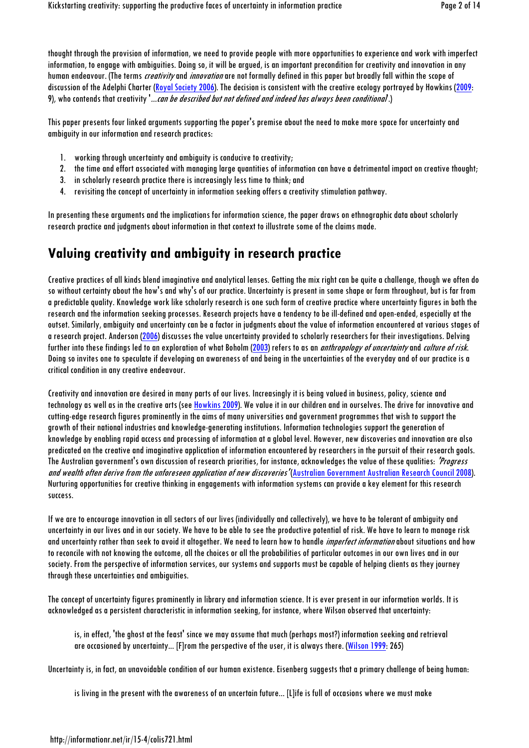thought through the provision of information, we need to provide people with more opportunities to experience and work with imperfect information, to engage with ambiguities. Doing so, it will be argued, is an important precondition for creativity and innovation in any human endeavour. (The terms *creativity* and *innovation* are not formally defined in this paper but broadly fall within the scope of discussion of the Adelphi Charter (Royal Society 2006). The decision is consistent with the creative ecology portrayed by Howkins (2009: 9), who contends that creativity '*...can be described but not defined and indeed has always been conditional*'.)

This paper presents four linked arguments supporting the paper's premise about the need to make more space for uncertainty and ambiguity in our information and research practices:

1. working through uncertainty and ambiguity is conducive to creativity;
2. the time and effort associated with managing large quantities of information can have a detrimental impact on creative thought;
3. in scholarly research practice there is increasingly less time to think; and
4. revisiting the concept of uncertainty in information seeking offers a creativity stimulation pathway.

In presenting these arguments and the implications for information science, the paper draws on ethnographic data about scholarly research practice and judgments about information in that context to illustrate some of the claims made.

## Valuing creativity and ambiguity in research practice

Creative practices of all kinds blend imaginative and analytical lenses. Getting the mix right can be quite a challenge, though we often do so without certainty about the how's and why's of our practice. Uncertainty is present in some shape or form throughout, but is far from a predictable quality. Knowledge work like scholarly research is one such form of creative practice where uncertainty figures in both the research and the information seeking processes. Research projects have a tendency to be ill-defined and open-ended, especially at the outset. Similarly, ambiguity and uncertainty can be a factor in judgments about the value of information encountered at various stages of a research project. Anderson (2006) discusses the value uncertainty provided to scholarly researchers for their investigations. Delving further into these findings led to an exploration of what Boholm (2003) refers to as an *anthropology of uncertainty* and *culture of risk*. Doing so invites one to speculate if developing an awareness of and being in the uncertainties of the everyday and of our practice is a critical condition in any creative endeavour.

Creativity and innovation are desired in many parts of our lives. Increasingly it is being valued in business, policy, science and technology as well as in the creative arts (see Howkins 2009). We value it in our children and in ourselves. The drive for innovative and cutting-edge research figures prominently in the aims of many universities and government programmes that wish to support the growth of their national industries and knowledge-generating institutions. Information technologies support the generation of knowledge by enabling rapid access and processing of information at a global level. However, new discoveries and innovation are also predicated on the creative and imaginative application of information encountered by researchers in the pursuit of their research goals. The Australian government's own discussion of research priorities, for instance, acknowledges the value of these qualities: *'Progress and wealth often derive from the unforeseen application of new discoveries'* (Australian Government Australian Research Council 2008). Nurturing opportunities for creative thinking in engagements with information systems can provide a key element for this research success.

If we are to encourage innovation in all sectors of our lives (individually and collectively), we have to be tolerant of ambiguity and uncertainty in our lives and in our society. We have to be able to see the productive potential of risk. We have to learn to manage risk and uncertainty rather than seek to avoid it altogether. We need to learn how to handle *imperfect information* about situations and how to reconcile with not knowing the outcome, all the choices or all the probabilities of particular outcomes in our own lives and in our society. From the perspective of information services, our systems and supports must be capable of helping clients as they journey through these uncertainties and ambiguities.

The concept of uncertainty figures prominently in library and information science. It is ever present in our information worlds. It is acknowledged as a persistent characteristic in information seeking, for instance, where Wilson observed that uncertainty:

> is, in effect, 'the ghost at the feast' since we may assume that much (perhaps most?) information seeking and retrieval are occasioned by uncertainty... [F]rom the perspective of the user, it is always there. (Wilson 1999: 265)

Uncertainty is, in fact, an unavoidable condition of our human existence. Eisenberg suggests that a primary challenge of being human:

> is living in the present with the awareness of an uncertain future... [L]ife is full of occasions where we must make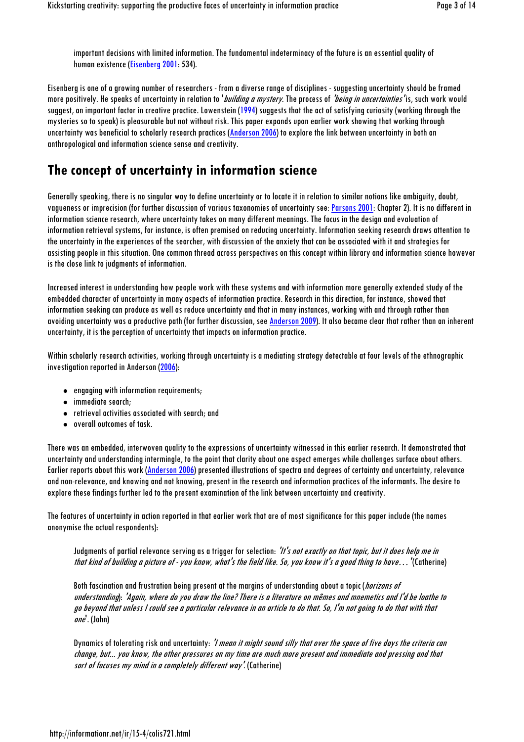> important decisions with limited information. The fundamental indeterminacy of the future is an essential quality of human existence (Eisenberg 2001: 534).

Eisenberg is one of a growing number of researchers - from a diverse range of disciplines - suggesting uncertainty should be framed more positively. He speaks of uncertainty in relation to '*building a mystery*. The process of *'being in uncertainties'* is, such work would suggest, an important factor in creative practice. Lowenstein (1994) suggests that the act of satisfying curiosity (working through the mysteries so to speak) is pleasurable but not without risk. This paper expands upon earlier work showing that working through uncertainty was beneficial to scholarly research practices (Anderson 2006) to explore the link between uncertainty in both an anthropological and information science sense and creativity.

## The concept of uncertainty in information science

Generally speaking, there is no singular way to define uncertainty or to locate it in relation to similar notions like ambiguity, doubt, vagueness or imprecision (for further discussion of various taxonomies of uncertainty see: Parsons 2001: Chapter 2). It is no different in information science research, where uncertainty takes on many different meanings. The focus in the design and evaluation of information retrieval systems, for instance, is often premised on reducing uncertainty. Information seeking research draws attention to the uncertainty in the experiences of the searcher, with discussion of the anxiety that can be associated with it and strategies for assisting people in this situation. One common thread across perspectives on this concept within library and information science however is the close link to judgments of information.

Increased interest in understanding how people work with these systems and with information more generally extended study of the embedded character of uncertainty in many aspects of information practice. Research in this direction, for instance, showed that information seeking can produce as well as reduce uncertainty and that in many instances, working with and through rather than avoiding uncertainty was a productive path (for further discussion, see Anderson 2009). It also became clear that rather than an inherent uncertainty, it is the perception of uncertainty that impacts on information practice.

Within scholarly research activities, working through uncertainty is a mediating strategy detectable at four levels of the ethnographic investigation reported in Anderson (2006):

- engaging with information requirements;
- immediate search;
- retrieval activities associated with search; and
- overall outcomes of task.

There was an embedded, interwoven quality to the expressions of uncertainty witnessed in this earlier research. It demonstrated that uncertainty and understanding intermingle, to the point that clarity about one aspect emerges while challenges surface about others. Earlier reports about this work (Anderson 2006) presented illustrations of spectra and degrees of certainty and uncertainty, relevance and non-relevance, and knowing and not knowing, present in the research and information practices of the informants. The desire to explore these findings further led to the present examination of the link between uncertainty and creativity.

The features of uncertainty in action reported in that earlier work that are of most significance for this paper include (the names anonymise the actual respondents):

> Judgments of partial relevance serving as a trigger for selection: *'It's not exactly on that topic, but it does help me in that kind of building a picture of - you know, what's the field like. So, you know it's a good thing to have… '*(Catherine)

> Both fascination and frustration being present at the margins of understanding about a topic (*horizons of understanding*): *'Again, where do you draw the line? There is a literature on mêmes and mnemetics and I'd be loathe to go beyond that unless I could see a particular relevance in an article to do that. So, I'm not going to do that with that one*'. (John)

> Dynamics of tolerating risk and uncertainty: *'I mean it might sound silly that over the space of five days the criteria can change, but... you know, the other pressures on my time are much more present and immediate and pressing and that sort of focuses my mind in a completely different way'*. (Catherine)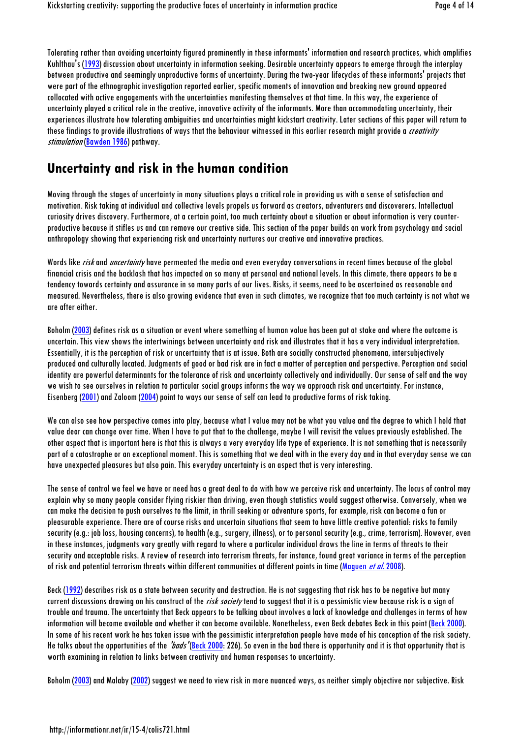Tolerating rather than avoiding uncertainty figured prominently in these informants' information and research practices, which amplifies Kuhlthau's (1993) discussion about uncertainty in information seeking. Desirable uncertainty appears to emerge through the interplay between productive and seemingly unproductive forms of uncertainty. During the two-year lifecycles of these informants' projects that were part of the ethnographic investigation reported earlier, specific moments of innovation and breaking new ground appeared collocated with active engagements with the uncertainties manifesting themselves at that time. In this way, the experience of uncertainty played a critical role in the creative, innovative activity of the informants. More than accommodating uncertainty, their experiences illustrate how tolerating ambiguities and uncertainties might kickstart creativity. Later sections of this paper will return to these findings to provide illustrations of ways that the behaviour witnessed in this earlier research might provide a *creativity stimulation* (Bawden 1986) pathway.

## Uncertainty and risk in the human condition

Moving through the stages of uncertainty in many situations plays a critical role in providing us with a sense of satisfaction and motivation. Risk taking at individual and collective levels propels us forward as creators, adventurers and discoverers. Intellectual curiosity drives discovery. Furthermore, at a certain point, too much certainty about a situation or about information is very counter-productive because it stifles us and can remove our creative side. This section of the paper builds on work from psychology and social anthropology showing that experiencing risk and uncertainty nurtures our creative and innovative practices.

Words like *risk* and *uncertainty* have permeated the media and even everyday conversations in recent times because of the global financial crisis and the backlash that has impacted on so many at personal and national levels. In this climate, there appears to be a tendency towards certainty and assurance in so many parts of our lives. Risks, it seems, need to be ascertained as reasonable and measured. Nevertheless, there is also growing evidence that even in such climates, we recognize that too much certainty is not what we are after either.

Boholm (2003) defines risk as a situation or event where something of human value has been put at stake and where the outcome is uncertain. This view shows the intertwinings between uncertainty and risk and illustrates that it has a very individual interpretation. Essentially, it is the perception of risk or uncertainty that is at issue. Both are socially constructed phenomena, intersubjectively produced and culturally located. Judgments of good or bad risk are in fact a matter of perception and perspective. Perception and social identity are powerful determinants for the tolerance of risk and uncertainty collectively and individually. Our sense of self and the way we wish to see ourselves in relation to particular social groups informs the way we approach risk and uncertainty. For instance, Eisenberg (2001) and Zaloom (2004) point to ways our sense of self can lead to productive forms of risk taking.

We can also see how perspective comes into play, because what I value may not be what you value and the degree to which I hold that value dear can change over time. When I have to put that to the challenge, maybe I will revisit the values previously established. The other aspect that is important here is that this is always a very everyday life type of experience. It is not something that is necessarily part of a catastrophe or an exceptional moment. This is something that we deal with in the every day and in that everyday sense we can have unexpected pleasures but also pain. This everyday uncertainty is an aspect that is very interesting.

The sense of control we feel we have or need has a great deal to do with how we perceive risk and uncertainty. The locus of control may explain why so many people consider flying riskier than driving, even though statistics would suggest otherwise. Conversely, when we can make the decision to push ourselves to the limit, in thrill seeking or adventure sports, for example, risk can become a fun or pleasurable experience. There are of course risks and uncertain situations that seem to have little creative potential: risks to family security (e.g.: job loss, housing concerns), to health (e.g., surgery, illness), or to personal security (e.g., crime, terrorism). However, even in these instances, judgments vary greatly with regard to where a particular individual draws the line in terms of threats to their security and acceptable risks. A review of research into terrorism threats, for instance, found great variance in terms of the perception of risk and potential terrorism threats within different communities at different points in time (Maguen *et al.* 2008).

Beck (1992) describes risk as a state between security and destruction. He is not suggesting that risk has to be negative but many current discussions drawing on his construct of the *risk society* tend to suggest that it is a pessimistic view because risk is a sign of trouble and trauma. The uncertainty that Beck appears to be talking about involves a lack of knowledge and challenges in terms of how information will become available and whether it can become available. Nonetheless, even Beck debates Beck in this point (Beck 2000). In some of his recent work he has taken issue with the pessimistic interpretation people have made of his conception of the risk society. He talks about the opportunities of the *'bads'* (Beck 2000: 226). So even in the bad there is opportunity and it is that opportunity that is worth examining in relation to links between creativity and human responses to uncertainty.

Boholm (2003) and Malaby (2002) suggest we need to view risk in more nuanced ways, as neither simply objective nor subjective. Risk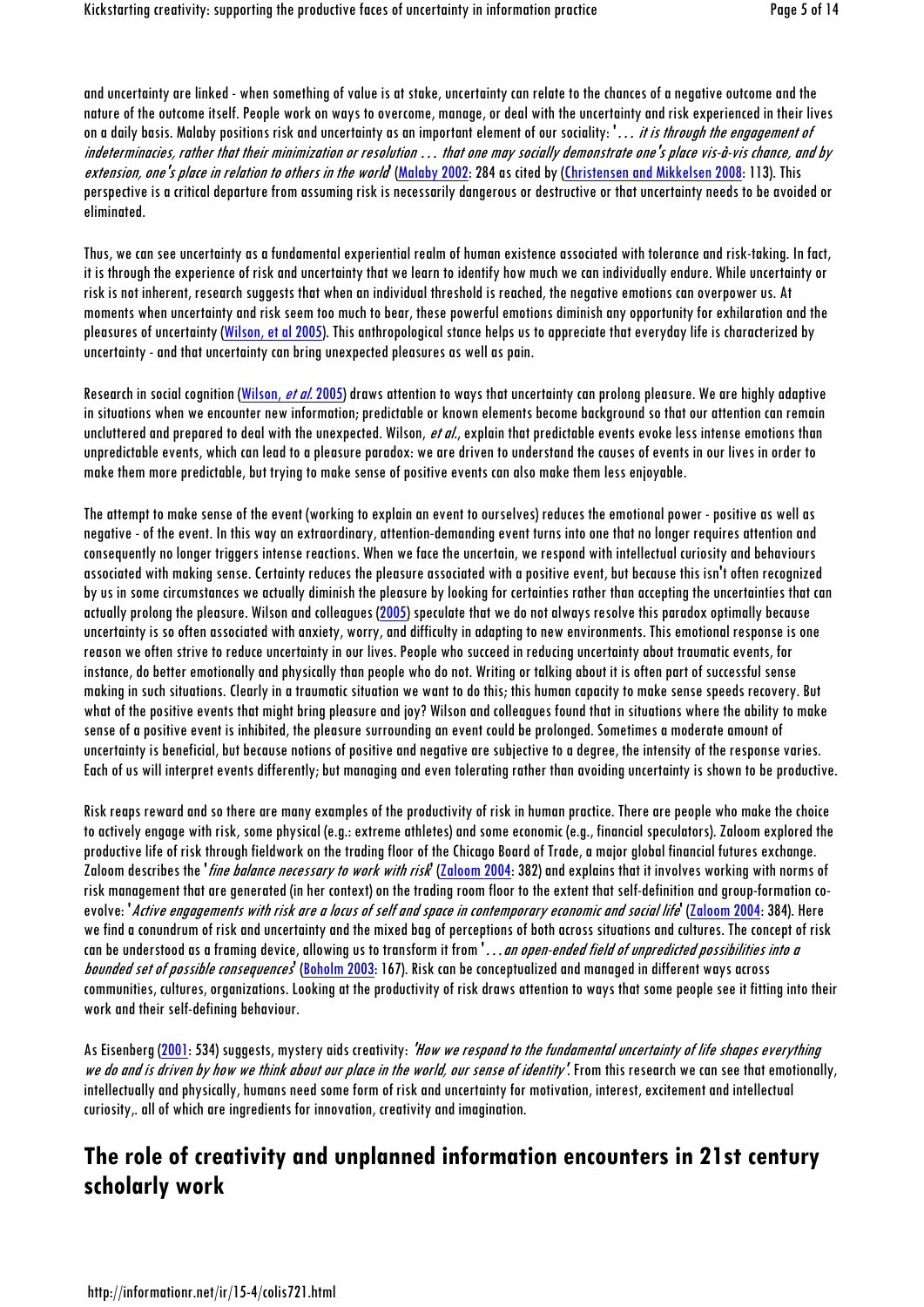and uncertainty are linked - when something of value is at stake, uncertainty can relate to the chances of a negative outcome and the nature of the outcome itself. People work on ways to overcome, manage, or deal with the uncertainty and risk experienced in their lives on a daily basis. Malaby positions risk and uncertainty as an important element of our sociality: '*... it is through the engagement of indeterminacies, rather that their minimization or resolution ... that one may socially demonstrate one's place vis-à-vis chance, and by extension, one's place in relation to others in the world*' (Malaby 2002: 284 as cited by (Christensen and Mikkelsen 2008: 113). This perspective is a critical departure from assuming risk is necessarily dangerous or destructive or that uncertainty needs to be avoided or eliminated.

Thus, we can see uncertainty as a fundamental experiential realm of human existence associated with tolerance and risk-taking. In fact, it is through the experience of risk and uncertainty that we learn to identify how much we can individually endure. While uncertainty or risk is not inherent, research suggests that when an individual threshold is reached, the negative emotions can overpower us. At moments when uncertainty and risk seem too much to bear, these powerful emotions diminish any opportunity for exhilaration and the pleasures of uncertainty (Wilson, et al 2005). This anthropological stance helps us to appreciate that everyday life is characterized by uncertainty - and that uncertainty can bring unexpected pleasures as well as pain.

Research in social cognition (Wilson, *et al.* 2005) draws attention to ways that uncertainty can prolong pleasure. We are highly adaptive in situations when we encounter new information; predictable or known elements become background so that our attention can remain uncluttered and prepared to deal with the unexpected. Wilson, *et al.*, explain that predictable events evoke less intense emotions than unpredictable events, which can lead to a pleasure paradox: we are driven to understand the causes of events in our lives in order to make them more predictable, but trying to make sense of positive events can also make them less enjoyable.

The attempt to make sense of the event (working to explain an event to ourselves) reduces the emotional power - positive as well as negative - of the event. In this way an extraordinary, attention-demanding event turns into one that no longer requires attention and consequently no longer triggers intense reactions. When we face the uncertain, we respond with intellectual curiosity and behaviours associated with making sense. Certainty reduces the pleasure associated with a positive event, but because this isn't often recognized by us in some circumstances we actually diminish the pleasure by looking for certainties rather than accepting the uncertainties that can actually prolong the pleasure. Wilson and colleagues (2005) speculate that we do not always resolve this paradox optimally because uncertainty is so often associated with anxiety, worry, and difficulty in adapting to new environments. This emotional response is one reason we often strive to reduce uncertainty in our lives. People who succeed in reducing uncertainty about traumatic events, for instance, do better emotionally and physically than people who do not. Writing or talking about it is often part of successful sense making in such situations. Clearly in a traumatic situation we want to do this; this human capacity to make sense speeds recovery. But what of the positive events that might bring pleasure and joy? Wilson and colleagues found that in situations where the ability to make sense of a positive event is inhibited, the pleasure surrounding an event could be prolonged. Sometimes a moderate amount of uncertainty is beneficial, but because notions of positive and negative are subjective to a degree, the intensity of the response varies. Each of us will interpret events differently; but managing and even tolerating rather than avoiding uncertainty is shown to be productive.

Risk reaps reward and so there are many examples of the productivity of risk in human practice. There are people who make the choice to actively engage with risk, some physical (e.g.: extreme athletes) and some economic (e.g., financial speculators). Zaloom explored the productive life of risk through fieldwork on the trading floor of the Chicago Board of Trade, a major global financial futures exchange. Zaloom describes the '*fine balance necessary to work with risk*' (Zaloom 2004: 382) and explains that it involves working with norms of risk management that are generated (in her context) on the trading room floor to the extent that self-definition and group-formation co-evolve: '*Active engagements with risk are a locus of self and space in contemporary economic and social life*' (Zaloom 2004: 384). Here we find a conundrum of risk and uncertainty and the mixed bag of perceptions of both across situations and cultures. The concept of risk can be understood as a framing device, allowing us to transform it from '*...an open-ended field of unpredicted possibilities into a bounded set of possible consequences*' (Boholm 2003: 167). Risk can be conceptualized and managed in different ways across communities, cultures, organizations. Looking at the productivity of risk draws attention to ways that some people see it fitting into their work and their self-defining behaviour.

As Eisenberg (2001: 534) suggests, mystery aids creativity: *'How we respond to the fundamental uncertainty of life shapes everything we do and is driven by how we think about our place in the world, our sense of identity'.* From this research we can see that emotionally, intellectually and physically, humans need some form of risk and uncertainty for motivation, interest, excitement and intellectual curiosity,. all of which are ingredients for innovation, creativity and imagination.

## The role of creativity and unplanned information encounters in 21st century scholarly work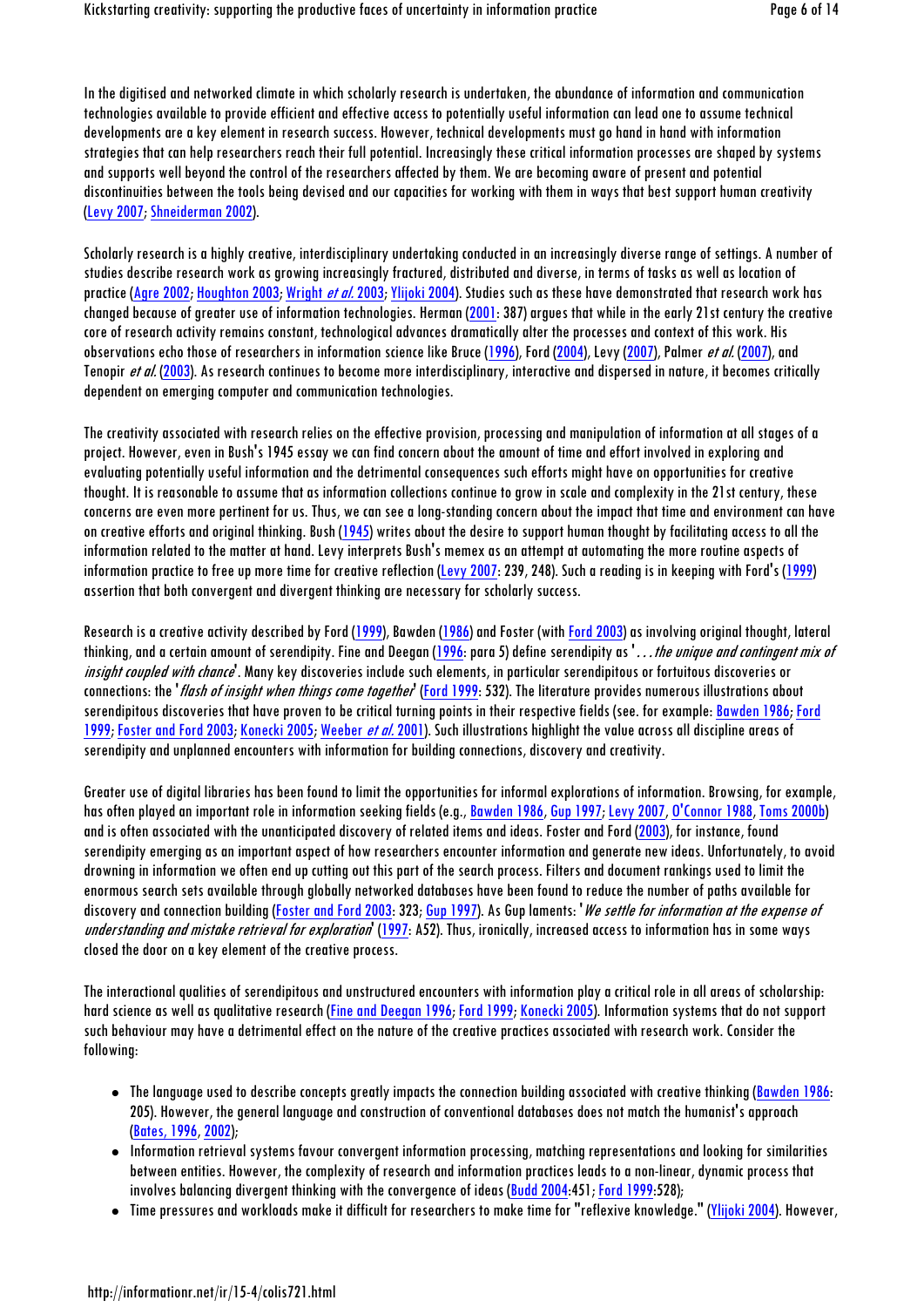In the digitised and networked climate in which scholarly research is undertaken, the abundance of information and communication technologies available to provide efficient and effective access to potentially useful information can lead one to assume technical developments are a key element in research success. However, technical developments must go hand in hand with information strategies that can help researchers reach their full potential. Increasingly these critical information processes are shaped by systems and supports well beyond the control of the researchers affected by them. We are becoming aware of present and potential discontinuities between the tools being devised and our capacities for working with them in ways that best support human creativity (Levy 2007; Shneiderman 2002).

Scholarly research is a highly creative, interdisciplinary undertaking conducted in an increasingly diverse range of settings. A number of studies describe research work as growing increasingly fractured, distributed and diverse, in terms of tasks as well as location of practice (Agre 2002; Houghton 2003; Wright *et al.* 2003; Ylijoki 2004). Studies such as these have demonstrated that research work has changed because of greater use of information technologies. Herman (2001: 387) argues that while in the early 21st century the creative core of research activity remains constant, technological advances dramatically alter the processes and context of this work. His observations echo those of researchers in information science like Bruce (1996), Ford (2004), Levy (2007), Palmer *et al.* (2007), and Tenopir *et al.* (2003). As research continues to become more interdisciplinary, interactive and dispersed in nature, it becomes critically dependent on emerging computer and communication technologies.

The creativity associated with research relies on the effective provision, processing and manipulation of information at all stages of a project. However, even in Bush's 1945 essay we can find concern about the amount of time and effort involved in exploring and evaluating potentially useful information and the detrimental consequences such efforts might have on opportunities for creative thought. It is reasonable to assume that as information collections continue to grow in scale and complexity in the 21st century, these concerns are even more pertinent for us. Thus, we can see a long-standing concern about the impact that time and environment can have on creative efforts and original thinking. Bush (1945) writes about the desire to support human thought by facilitating access to all the information related to the matter at hand. Levy interprets Bush's memex as an attempt at automating the more routine aspects of information practice to free up more time for creative reflection (Levy 2007: 239, 248). Such a reading is in keeping with Ford's (1999) assertion that both convergent and divergent thinking are necessary for scholarly success.

Research is a creative activity described by Ford (1999), Bawden (1986) and Foster (with Ford 2003) as involving original thought, lateral thinking, and a certain amount of serendipity. Fine and Deegan (1996: para 5) define serendipity as '*...the unique and contingent mix of insight coupled with chance*'. Many key discoveries include such elements, in particular serendipitous or fortuitous discoveries or connections: the '*flash of insight when things come together*' (Ford 1999: 532). The literature provides numerous illustrations about serendipitous discoveries that have proven to be critical turning points in their respective fields (see. for example: Bawden 1986; Ford 1999; Foster and Ford 2003; Konecki 2005; Weeber *et al.* 2001). Such illustrations highlight the value across all discipline areas of serendipity and unplanned encounters with information for building connections, discovery and creativity.

Greater use of digital libraries has been found to limit the opportunities for informal explorations of information. Browsing, for example, has often played an important role in information seeking fields (e.g., Bawden 1986, Gup 1997; Levy 2007, O'Connor 1988, Toms 2000b) and is often associated with the unanticipated discovery of related items and ideas. Foster and Ford (2003), for instance, found serendipity emerging as an important aspect of how researchers encounter information and generate new ideas. Unfortunately, to avoid drowning in information we often end up cutting out this part of the search process. Filters and document rankings used to limit the enormous search sets available through globally networked databases have been found to reduce the number of paths available for discovery and connection building (Foster and Ford 2003: 323; Gup 1997). As Gup laments: '*We settle for information at the expense of understanding and mistake retrieval for exploration*' (1997: A52). Thus, ironically, increased access to information has in some ways closed the door on a key element of the creative process.

The interactional qualities of serendipitous and unstructured encounters with information play a critical role in all areas of scholarship: hard science as well as qualitative research (Fine and Deegan 1996; Ford 1999; Konecki 2005). Information systems that do not support such behaviour may have a detrimental effect on the nature of the creative practices associated with research work. Consider the following:

- The language used to describe concepts greatly impacts the connection building associated with creative thinking (Bawden 1986: 205). However, the general language and construction of conventional databases does not match the humanist's approach (Bates, 1996, 2002);
- Information retrieval systems favour convergent information processing, matching representations and looking for similarities between entities. However, the complexity of research and information practices leads to a non-linear, dynamic process that involves balancing divergent thinking with the convergence of ideas (Budd 2004:451; Ford 1999:528);
- Time pressures and workloads make it difficult for researchers to make time for "reflexive knowledge." (Ylijoki 2004). However,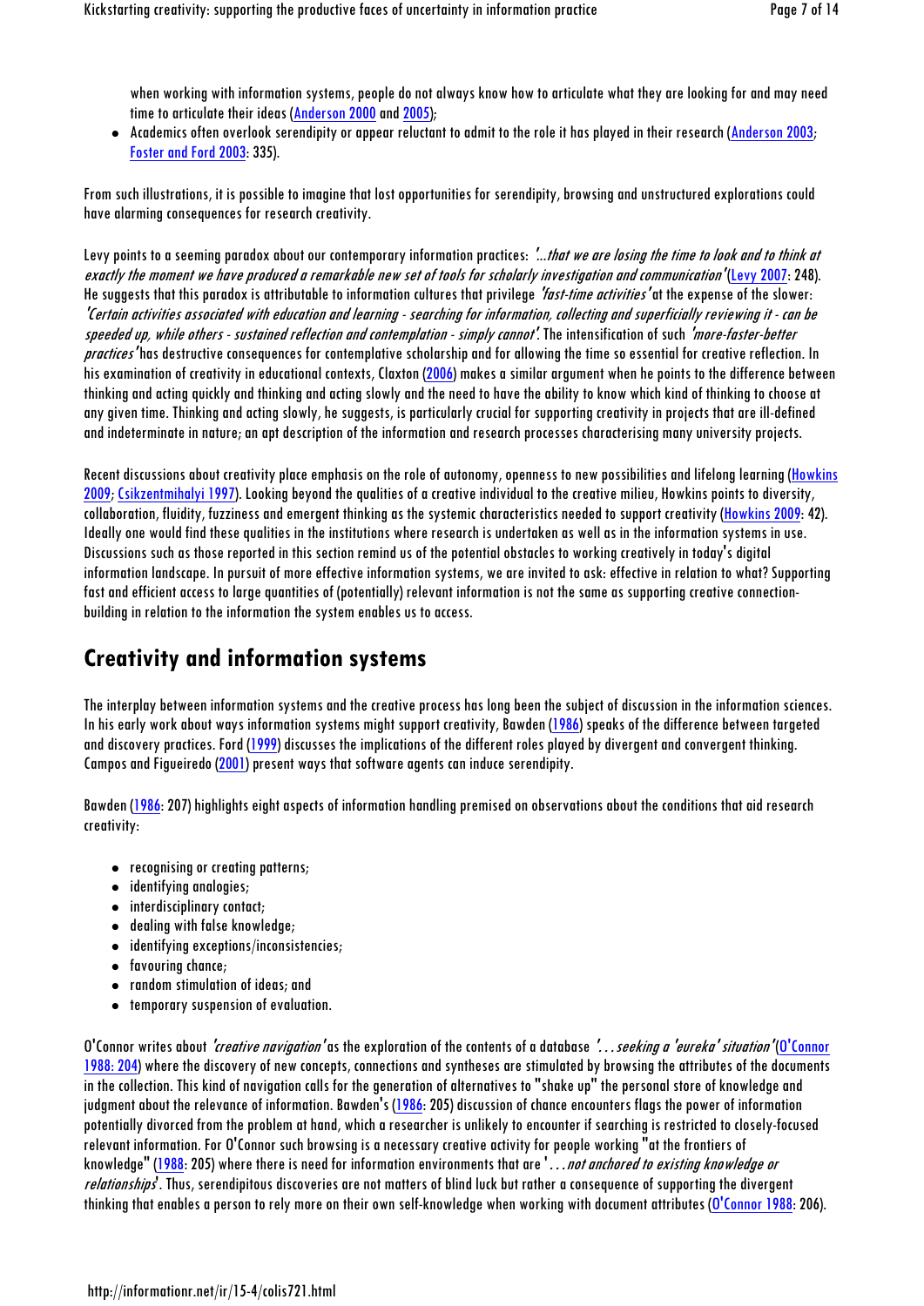when working with information systems, people do not always know how to articulate what they are looking for and may need time to articulate their ideas (Anderson 2000 and 2005);

- Academics often overlook serendipity or appear reluctant to admit to the role it has played in their research (Anderson 2003; Foster and Ford 2003: 335).

From such illustrations, it is possible to imagine that lost opportunities for serendipity, browsing and unstructured explorations could have alarming consequences for research creativity.

Levy points to a seeming paradox about our contemporary information practices: *'...that we are losing the time to look and to think at exactly the moment we have produced a remarkable new set of tools for scholarly investigation and communication'* (Levy 2007: 248). He suggests that this paradox is attributable to information cultures that privilege *'fast-time activities'* at the expense of the slower: *'Certain activities associated with education and learning - searching for information, collecting and superficially reviewing it - can be speeded up, while others - sustained reflection and contemplation - simply cannot'*. The intensification of such *'more-faster-better practices'* has destructive consequences for contemplative scholarship and for allowing the time so essential for creative reflection. In his examination of creativity in educational contexts, Claxton (2006) makes a similar argument when he points to the difference between thinking and acting quickly and thinking and acting slowly and the need to have the ability to know which kind of thinking to choose at any given time. Thinking and acting slowly, he suggests, is particularly crucial for supporting creativity in projects that are ill-defined and indeterminate in nature; an apt description of the information and research processes characterising many university projects.

Recent discussions about creativity place emphasis on the role of autonomy, openness to new possibilities and lifelong learning (Howkins 2009; Csikzentmihalyi 1997). Looking beyond the qualities of a creative individual to the creative milieu, Howkins points to diversity, collaboration, fluidity, fuzziness and emergent thinking as the systemic characteristics needed to support creativity (Howkins 2009: 42). Ideally one would find these qualities in the institutions where research is undertaken as well as in the information systems in use. Discussions such as those reported in this section remind us of the potential obstacles to working creatively in today's digital information landscape. In pursuit of more effective information systems, we are invited to ask: effective in relation to what? Supporting fast and efficient access to large quantities of (potentially) relevant information is not the same as supporting creative connection-building in relation to the information the system enables us to access.

## Creativity and information systems

The interplay between information systems and the creative process has long been the subject of discussion in the information sciences. In his early work about ways information systems might support creativity, Bawden (1986) speaks of the difference between targeted and discovery practices. Ford (1999) discusses the implications of the different roles played by divergent and convergent thinking. Campos and Figueiredo (2001) present ways that software agents can induce serendipity.

Bawden (1986: 207) highlights eight aspects of information handling premised on observations about the conditions that aid research creativity:

- recognising or creating patterns;
- identifying analogies;
- interdisciplinary contact;
- dealing with false knowledge;
- identifying exceptions/inconsistencies;
- favouring chance;
- random stimulation of ideas; and
- temporary suspension of evaluation.

O'Connor writes about *'creative navigation'* as the exploration of the contents of a database *'. . . seeking a 'eureka' situation'* (O'Connor 1988: 204) where the discovery of new concepts, connections and syntheses are stimulated by browsing the attributes of the documents in the collection. This kind of navigation calls for the generation of alternatives to "shake up" the personal store of knowledge and judgment about the relevance of information. Bawden's (1986: 205) discussion of chance encounters flags the power of information potentially divorced from the problem at hand, which a researcher is unlikely to encounter if searching is restricted to closely-focused relevant information. For O'Connor such browsing is a necessary creative activity for people working "at the frontiers of knowledge" (1988: 205) where there is need for information environments that are '*. . . not anchored to existing knowledge or relationships*'. Thus, serendipitous discoveries are not matters of blind luck but rather a consequence of supporting the divergent thinking that enables a person to rely more on their own self-knowledge when working with document attributes (O'Connor 1988: 206).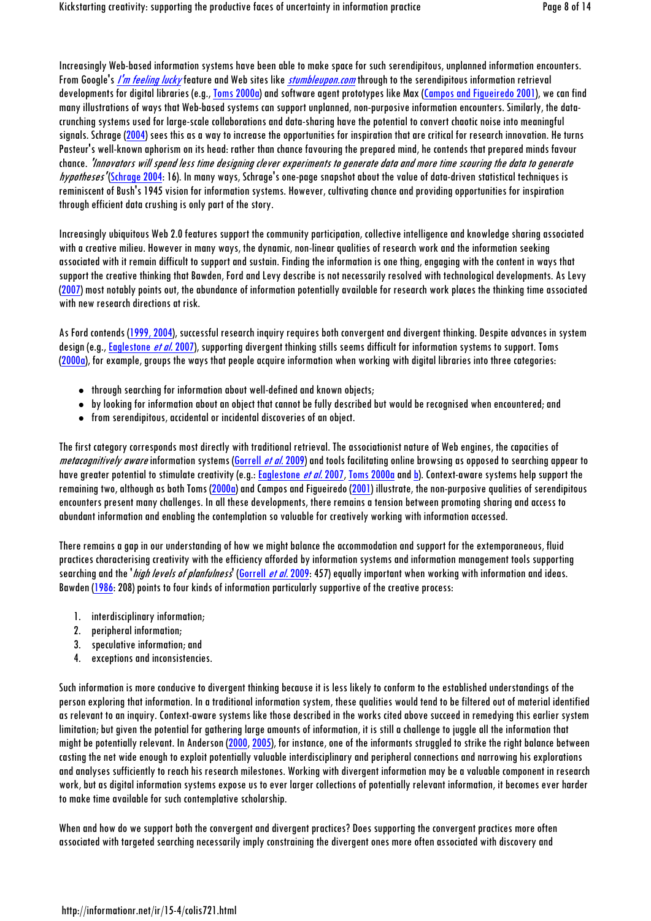Increasingly Web-based information systems have been able to make space for such serendipitous, unplanned information encounters. From Google's *I'm feeling lucky* feature and Web sites like *stumbleupon.com* through to the serendipitous information retrieval developments for digital libraries (e.g., Toms 2000a) and software agent prototypes like Max (Campos and Figueiredo 2001), we can find many illustrations of ways that Web-based systems can support unplanned, non-purposive information encounters. Similarly, the data-crunching systems used for large-scale collaborations and data-sharing have the potential to convert chaotic noise into meaningful signals. Schrage (2004) sees this as a way to increase the opportunities for inspiration that are critical for research innovation. He turns Pasteur's well-known aphorism on its head: rather than chance favouring the prepared mind, he contends that prepared minds favour chance. *'Innovators will spend less time designing clever experiments to generate data and more time scouring the data to generate hypotheses'* (Schrage 2004: 16). In many ways, Schrage's one-page snapshot about the value of data-driven statistical techniques is reminiscent of Bush's 1945 vision for information systems. However, cultivating chance and providing opportunities for inspiration through efficient data crushing is only part of the story.

Increasingly ubiquitous Web 2.0 features support the community participation, collective intelligence and knowledge sharing associated with a creative milieu. However in many ways, the dynamic, non-linear qualities of research work and the information seeking associated with it remain difficult to support and sustain. Finding the information is one thing, engaging with the content in ways that support the creative thinking that Bawden, Ford and Levy describe is not necessarily resolved with technological developments. As Levy (2007) most notably points out, the abundance of information potentially available for research work places the thinking time associated with new research directions at risk.

As Ford contends (1999, 2004), successful research inquiry requires both convergent and divergent thinking. Despite advances in system design (e.g., Eaglestone *et al.* 2007), supporting divergent thinking stills seems difficult for information systems to support. Toms (2000a), for example, groups the ways that people acquire information when working with digital libraries into three categories:

- through searching for information about well-defined and known objects;
- by looking for information about an object that cannot be fully described but would be recognised when encountered; and
- from serendipitous, accidental or incidental discoveries of an object.

The first category corresponds most directly with traditional retrieval. The associationist nature of Web engines, the capacities of *metacognitively aware* information systems (Gorrell *et al.* 2009) and tools facilitating online browsing as opposed to searching appear to have greater potential to stimulate creativity (e.g.: Eaglestone *et al.* 2007, Toms 2000a and b). Context-aware systems help support the remaining two, although as both Toms (2000a) and Campos and Figueiredo (2001) illustrate, the non-purposive qualities of serendipitous encounters present many challenges. In all these developments, there remains a tension between promoting sharing and access to abundant information and enabling the contemplation so valuable for creatively working with information accessed.

There remains a gap in our understanding of how we might balance the accommodation and support for the extemporaneous, fluid practices characterising creativity with the efficiency afforded by information systems and information management tools supporting searching and the '*high levels of planfulness*' (Gorrell *et al.* 2009: 457) equally important when working with information and ideas. Bawden (1986: 208) points to four kinds of information particularly supportive of the creative process:

1. interdisciplinary information;
2. peripheral information;
3. speculative information; and
4. exceptions and inconsistencies.

Such information is more conducive to divergent thinking because it is less likely to conform to the established understandings of the person exploring that information. In a traditional information system, these qualities would tend to be filtered out of material identified as relevant to an inquiry. Context-aware systems like those described in the works cited above succeed in remedying this earlier system limitation; but given the potential for gathering large amounts of information, it is still a challenge to juggle all the information that might be potentially relevant. In Anderson (2000, 2005), for instance, one of the informants struggled to strike the right balance between casting the net wide enough to exploit potentially valuable interdisciplinary and peripheral connections and narrowing his explorations and analyses sufficiently to reach his research milestones. Working with divergent information may be a valuable component in research work, but as digital information systems expose us to ever larger collections of potentially relevant information, it becomes ever harder to make time available for such contemplative scholarship.

When and how do we support both the convergent and divergent practices? Does supporting the convergent practices more often associated with targeted searching necessarily imply constraining the divergent ones more often associated with discovery and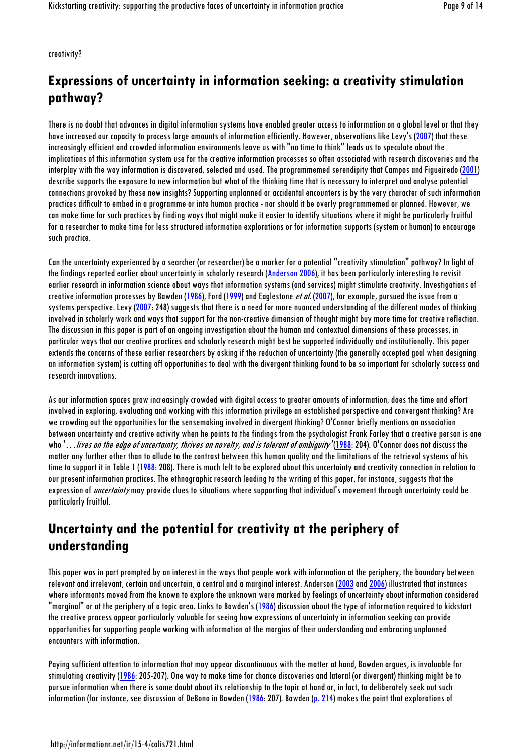creativity?

## Expressions of uncertainty in information seeking: a creativity stimulation pathway?

There is no doubt that advances in digital information systems have enabled greater access to information on a global level or that they have increased our capacity to process large amounts of information efficiently. However, observations like Levy's (2007) that these increasingly efficient and crowded information environments leave us with "no time to think" leads us to speculate about the implications of this information system use for the creative information processes so often associated with research discoveries and the interplay with the way information is discovered, selected and used. The programmemed serendipity that Campos and Figueiredo (2001) describe supports the exposure to new information but what of the thinking time that is necessary to interpret and analyse potential connections provoked by these new insights? Supporting unplanned or accidental encounters is by the very character of such information practices difficult to embed in a programme or into human practice - nor should it be overly programmemed or planned. However, we can make time for such practices by finding ways that might make it easier to identify situations where it might be particularly fruitful for a researcher to make time for less structured information explorations or for information supports (system or human) to encourage such practice.

Can the uncertainty experienced by a searcher (or researcher) be a marker for a potential "creativity stimulation" pathway? In light of the findings reported earlier about uncertainty in scholarly research (Anderson 2006), it has been particularly interesting to revisit earlier research in information science about ways that information systems (and services) might stimulate creativity. Investigations of creative information processes by Bawden (1986), Ford (1999) and Eaglestone *et al.* (2007), for example, pursued the issue from a systems perspective. Levy (2007: 248) suggests that there is a need for more nuanced understanding of the different modes of thinking involved in scholarly work and ways that support for the non-creative dimension of thought might buy more time for creative reflection. The discussion in this paper is part of an ongoing investigation about the human and contextual dimensions of these processes, in particular ways that our creative practices and scholarly research might best be supported individually and institutionally. This paper extends the concerns of these earlier researchers by asking if the reduction of uncertainty (the generally accepted goal when designing an information system) is cutting off opportunities to deal with the divergent thinking found to be so important for scholarly success and research innovations.

As our information spaces grow increasingly crowded with digital access to greater amounts of information, does the time and effort involved in exploring, evaluating and working with this information privilege an established perspective and convergent thinking? Are we crowding out the opportunities for the sensemaking involved in divergent thinking? O'Connor briefly mentions an association between uncertainty and creative activity when he points to the findings from the psychologist Frank Farley that a creative person is one who '*...lives on the edge of uncertainty, thrives on novelty, and is tolerant of ambiguity*' (1988: 204). O'Connor does not discuss the matter any further other than to allude to the contrast between this human quality and the limitations of the retrieval systems of his time to support it in Table 1 (1988: 208). There is much left to be explored about this uncertainty and creativity connection in relation to our present information practices. The ethnographic research leading to the writing of this paper, for instance, suggests that the expression of *uncertainty* may provide clues to situations where supporting that individual's movement through uncertainty could be particularly fruitful.

## Uncertainty and the potential for creativity at the periphery of understanding

This paper was in part prompted by an interest in the ways that people work with information at the periphery, the boundary between relevant and irrelevant, certain and uncertain, a central and a marginal interest. Anderson (2003 and 2006) illustrated that instances where informants moved from the known to explore the unknown were marked by feelings of uncertainty about information considered "marginal" or at the periphery of a topic area. Links to Bawden's (1986) discussion about the type of information required to kickstart the creative process appear particularly valuable for seeing how expressions of uncertainty in information seeking can provide opportunities for supporting people working with information at the margins of their understanding and embracing unplanned encounters with information.

Paying sufficient attention to information that may appear discontinuous with the matter at hand, Bawden argues, is invaluable for stimulating creativity (1986: 205-207). One way to make time for chance discoveries and lateral (or divergent) thinking might be to pursue information when there is some doubt about its relationship to the topic at hand or, in fact, to deliberately seek out such information (for instance, see discussion of DeBono in Bawden (1986: 207). Bawden (p. 214) makes the point that explorations of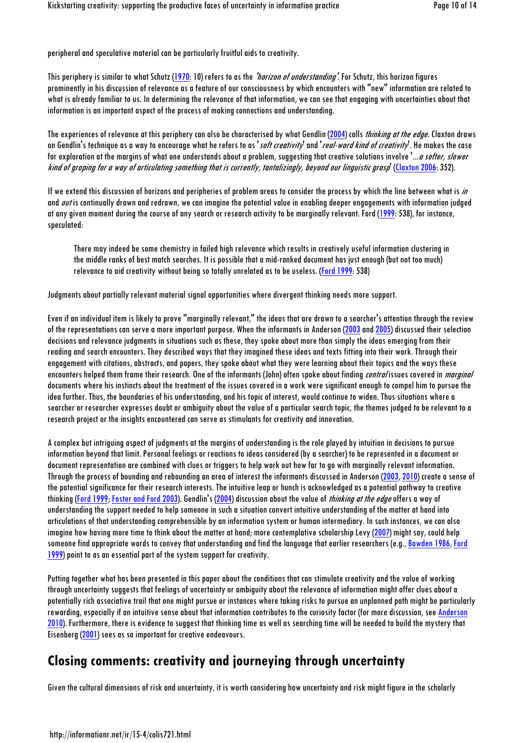peripheral and speculative material can be particularly fruitful aids to creativity.

This periphery is similar to what Schutz (1970: 10) refers to as the *'horizon of understanding'*. For Schutz, this horizon figures prominently in his discussion of relevance as a feature of our consciousness by which encounters with "new" information are related to what is already familiar to us. In determining the relevance of that information, we can see that engaging with uncertainties about that information is an important aspect of the process of making connections and understanding.

The experiences of relevance at this periphery can also be characterised by what Gendlin (2004) calls *thinking at the edge*. Claxton draws on Gendlin's technique as a way to encourage what he refers to as '*soft creativity*' and '*real-word kind of creativity*'. He makes the case for exploration at the margins of what one understands about a problem, suggesting that creative solutions involve '*...a softer, slower kind of groping for a way of articulating something that is currently, tantalizingly, beyond our linguistic grasp*' (Claxton 2006: 352).

If we extend this discussion of horizons and peripheries of problem areas to consider the process by which the line between what is *in* and *out* is continually drawn and redrawn, we can imagine the potential value in enabling deeper engagements with information judged at any given moment during the course of any search or research activity to be marginally relevant. Ford (1999: 538), for instance, speculated:

> There may indeed be some chemistry in failed high relevance which results in creatively useful information clustering in the middle ranks of best match searches. It is possible that a mid-ranked document has just enough (but not too much) relevance to aid creativity without being so totally unrelated as to be useless. (Ford 1999: 538)

Judgments about partially relevant material signal opportunities where divergent thinking needs more support.

Even if an individual item is likely to prove "marginally relevant," the ideas that are drawn to a searcher's attention through the review of the representations can serve a more important purpose. When the informants in Anderson (2003 and 2005) discussed their selection decisions and relevance judgments in situations such as these, they spoke about more than simply the ideas emerging from their reading and search encounters. They described ways that they imagined these ideas and texts fitting into their work. Through their engagement with citations, abstracts, and papers, they spoke about what they were learning about their topics and the ways these encounters helped them frame their research. One of the informants (John) often spoke about finding *central* issues covered in *marginal* documents where his instincts about the treatment of the issues covered in a work were significant enough to compel him to pursue the idea further. Thus, the boundaries of his understanding, and his topic of interest, would continue to widen. Thus situations where a searcher or researcher expresses doubt or ambiguity about the value of a particular search topic, the themes judged to be relevant to a research project or the insights encountered can serve as stimulants for creativity and innovation.

A complex but intriguing aspect of judgments at the margins of understanding is the role played by intuition in decisions to pursue information beyond that limit. Personal feelings or reactions to ideas considered (by a searcher) to be represented in a document or document representation are combined with clues or triggers to help work out how far to go with marginally relevant information. Through the process of bounding and rebounding an area of interest the informants discussed in Anderson (2003, 2010) create a sense of the potential significance for their research interests. The intuitive leap or hunch is acknowledged as a potential pathway to creative thinking (Ford 1999; Foster and Ford 2003). Gendlin's (2004) discussion about the value of *thinking at the edge* offers a way of understanding the support needed to help someone in such a situation convert intuitive understanding of the matter at hand into articulations of that understanding comprehensible by an information system or human intermediary. In such instances, we can also imagine how having more time to think about the matter at hand; more contemplative scholarship Levy (2007) might say, could help someone find appropriate words to convey that understanding and find the language that earlier researchers (e.g., Bawden 1986, Ford 1999) point to as an essential part of the system support for creativity.

Putting together what has been presented in this paper about the conditions that can stimulate creativity and the value of working through uncertainty suggests that feelings of uncertainty or ambiguity about the relevance of information might offer clues about a potentially rich associative trail that one might pursue or instances where taking risks to pursue an unplanned path might be particularly rewarding, especially if an intuitive sense about that information contributes to the curiosity factor (for more discussion, see Anderson 2010). Furthermore, there is evidence to suggest that thinking time as well as searching time will be needed to build the mystery that Eisenberg (2001) sees as so important for creative endeavours.

## Closing comments: creativity and journeying through uncertainty

Given the cultural dimensions of risk and uncertainty, it is worth considering how uncertainty and risk might figure in the scholarly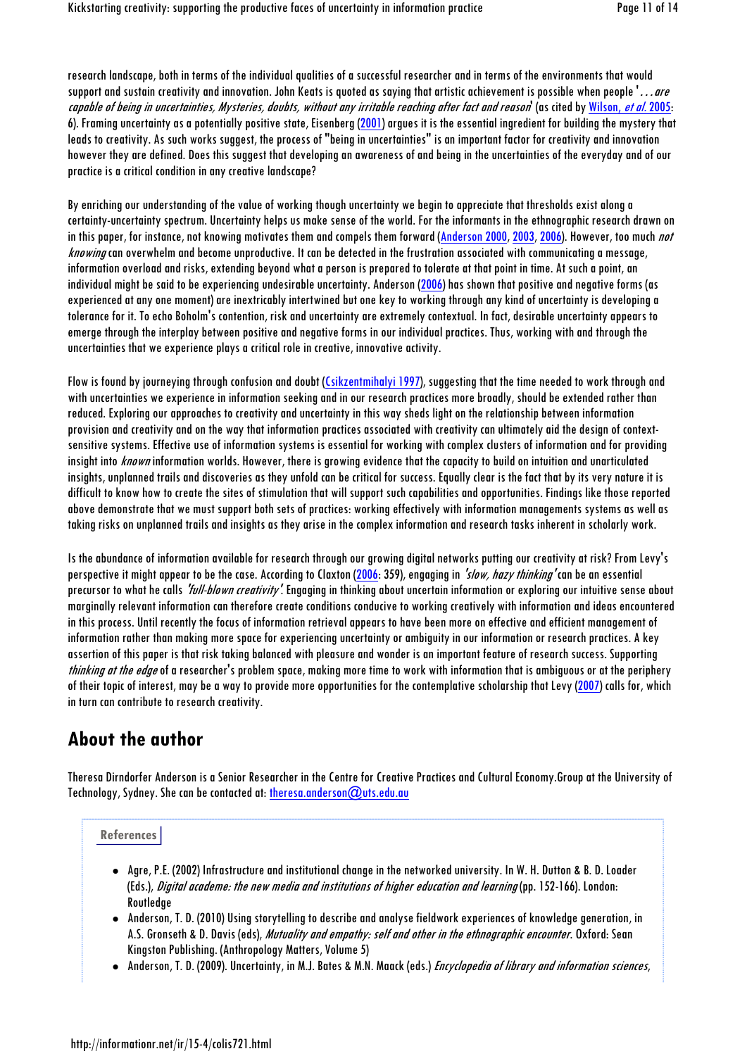research landscape, both in terms of the individual qualities of a successful researcher and in terms of the environments that would support and sustain creativity and innovation. John Keats is quoted as saying that artistic achievement is possible when people '*. . . are capable of being in uncertainties, Mysteries, doubts, without any irritable reaching after fact and reason*' (as cited by Wilson, *et al.* 2005: 6). Framing uncertainty as a potentially positive state, Eisenberg (2001) argues it is the essential ingredient for building the mystery that leads to creativity. As such works suggest, the process of "being in uncertainties" is an important factor for creativity and innovation however they are defined. Does this suggest that developing an awareness of and being in the uncertainties of the everyday and of our practice is a critical condition in any creative landscape?

By enriching our understanding of the value of working though uncertainty we begin to appreciate that thresholds exist along a certainty-uncertainty spectrum. Uncertainty helps us make sense of the world. For the informants in the ethnographic research drawn on in this paper, for instance, not knowing motivates them and compels them forward (Anderson 2000, 2003, 2006). However, too much *not knowing* can overwhelm and become unproductive. It can be detected in the frustration associated with communicating a message, information overload and risks, extending beyond what a person is prepared to tolerate at that point in time. At such a point, an individual might be said to be experiencing undesirable uncertainty. Anderson (2006) has shown that positive and negative forms (as experienced at any one moment) are inextricably intertwined but one key to working through any kind of uncertainty is developing a tolerance for it. To echo Boholm's contention, risk and uncertainty are extremely contextual. In fact, desirable uncertainty appears to emerge through the interplay between positive and negative forms in our individual practices. Thus, working with and through the uncertainties that we experience plays a critical role in creative, innovative activity.

Flow is found by journeying through confusion and doubt (Csikzentmihalyi 1997), suggesting that the time needed to work through and with uncertainties we experience in information seeking and in our research practices more broadly, should be extended rather than reduced. Exploring our approaches to creativity and uncertainty in this way sheds light on the relationship between information provision and creativity and on the way that information practices associated with creativity can ultimately aid the design of context-sensitive systems. Effective use of information systems is essential for working with complex clusters of information and for providing insight into *known* information worlds. However, there is growing evidence that the capacity to build on intuition and unarticulated insights, unplanned trails and discoveries as they unfold can be critical for success. Equally clear is the fact that by its very nature it is difficult to know how to create the sites of stimulation that will support such capabilities and opportunities. Findings like those reported above demonstrate that we must support both sets of practices: working effectively with information managements systems as well as taking risks on unplanned trails and insights as they arise in the complex information and research tasks inherent in scholarly work.

Is the abundance of information available for research through our growing digital networks putting our creativity at risk? From Levy's perspective it might appear to be the case. According to Claxton (2006: 359), engaging in *'slow, hazy thinking'* can be an essential precursor to what he calls *'full-blown creativity'*. Engaging in thinking about uncertain information or exploring our intuitive sense about marginally relevant information can therefore create conditions conducive to working creatively with information and ideas encountered in this process. Until recently the focus of information retrieval appears to have been more on effective and efficient management of information rather than making more space for experiencing uncertainty or ambiguity in our information or research practices. A key assertion of this paper is that risk taking balanced with pleasure and wonder is an important feature of research success. Supporting *thinking at the edge* of a researcher's problem space, making more time to work with information that is ambiguous or at the periphery of their topic of interest, may be a way to provide more opportunities for the contemplative scholarship that Levy (2007) calls for, which in turn can contribute to research creativity.

## About the author

Theresa Dirndorfer Anderson is a Senior Researcher in the Centre for Creative Practices and Cultural Economy.Group at the University of Technology, Sydney. She can be contacted at: theresa.anderson@uts.edu.au

### References

- Agre, P.E. (2002) Infrastructure and institutional change in the networked university. In W. H. Dutton & B. D. Loader (Eds.), *Digital academe: the new media and institutions of higher education and learning* (pp. 152-166). London: Routledge
- Anderson, T. D. (2010) Using storytelling to describe and analyse fieldwork experiences of knowledge generation, in A.S. Gronseth & D. Davis (eds), *Mutuality and empathy: self and other in the ethnographic encounter.* Oxford: Sean Kingston Publishing. (Anthropology Matters, Volume 5)
- Anderson, T. D. (2009). Uncertainty, in M.J. Bates & M.N. Maack (eds.) *Encyclopedia of library and information sciences*,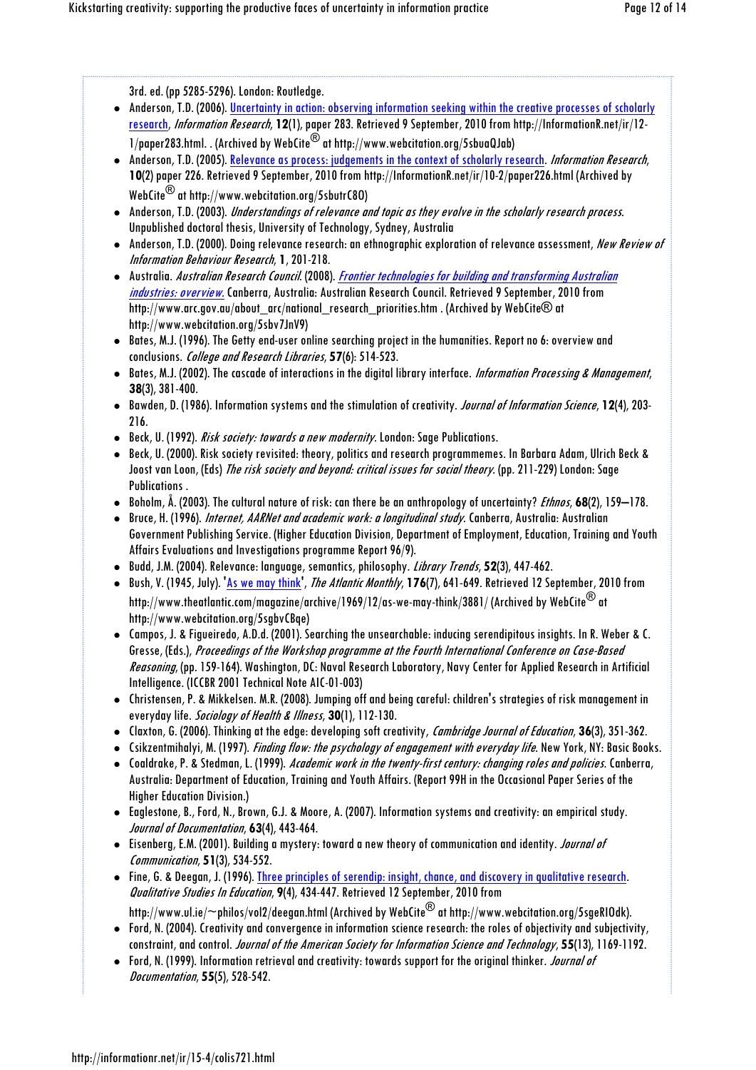3rd. ed. (pp 5285-5296). London: Routledge.

- Anderson, T.D. (2006). [Uncertainty in action: observing information seeking within the creative processes of scholarly research](http://InformationR.net/ir/12-1/paper283.html), *Information Research*, **12**(1), paper 283. Retrieved 9 September, 2010 from http://InformationR.net/ir/12-1/paper283.html. . (Archived by WebCite® at http://www.webcitation.org/5sbuaQJab)
- Anderson, T.D. (2005). [Relevance as process: judgements in the context of scholarly research](http://InformationR.net/ir/10-2/paper226.html). *Information Research*, **10**(2) paper 226. Retrieved 9 September, 2010 from http://InformationR.net/ir/10-2/paper226.html (Archived by WebCite® at http://www.webcitation.org/5sbutrC8O)
- Anderson, T.D. (2003). *Understandings of relevance and topic as they evolve in the scholarly research process*. Unpublished doctoral thesis, University of Technology, Sydney, Australia
- Anderson, T.D. (2000). Doing relevance research: an ethnographic exploration of relevance assessment, *New Review of Information Behaviour Research*, **1**, 201-218.
- Australia. *Australian Research Council*. (2008). [*Frontier technologies for building and transforming Australian industries: overview*.](http://www.arc.gov.au/about_arc/national_research_priorities.htm) Canberra, Australia: Australian Research Council. Retrieved 9 September, 2010 from http://www.arc.gov.au/about_arc/national_research_priorities.htm . (Archived by WebCite® at http://www.webcitation.org/5sbv7JnV9)
- Bates, M.J. (1996). The Getty end-user online searching project in the humanities. Report no 6: overview and conclusions. *College and Research Libraries*, **57**(6): 514-523.
- Bates, M.J. (2002). The cascade of interactions in the digital library interface. *Information Processing & Management*, **38**(3), 381-400.
- Bawden, D. (1986). Information systems and the stimulation of creativity. *Journal of Information Science*, **12**(4), 203-216.
- Beck, U. (1992). *Risk society: towards a new modernity*. London: Sage Publications.
- Beck, U. (2000). Risk society revisited: theory, politics and research programmemes. In Barbara Adam, Ulrich Beck & Joost van Loon, (Eds) *The risk society and beyond: critical issues for social theory*. (pp. 211-229) London: Sage Publications .
- Boholm, Å. (2003). The cultural nature of risk: can there be an anthropology of uncertainty? *Ethnos*, **68**(2), 159–178.
- Bruce, H. (1996). *Internet, AARNet and academic work: a longitudinal study*. Canberra, Australia: Australian Government Publishing Service. (Higher Education Division, Department of Employment, Education, Training and Youth Affairs Evaluations and Investigations programme Report 96/9).
- Budd, J.M. (2004). Relevance: language, semantics, philosophy. *Library Trends*, **52**(3), 447-462.
- Bush, V. (1945, July). '[As we may think](http://www.theatlantic.com/magazine/archive/1969/12/as-we-may-think/3881/)', *The Atlantic Monthly*, **176**(7), 641-649. Retrieved 12 September, 2010 from http://www.theatlantic.com/magazine/archive/1969/12/as-we-may-think/3881/ (Archived by WebCite® at http://www.webcitation.org/5sgbvCBqe)
- Campos, J. & Figueiredo, A.D.d. (2001). Searching the unsearchable: inducing serendipitous insights. In R. Weber & C. Gresse, (Eds.), *Proceedings of the Workshop programme at the Fourth International Conference on Case-Based Reasoning*, (pp. 159-164). Washington, DC: Naval Research Laboratory, Navy Center for Applied Research in Artificial Intelligence. (ICCBR 2001 Technical Note AIC-01-003)
- Christensen, P. & Mikkelsen. M.R. (2008). Jumping off and being careful: children's strategies of risk management in everyday life. *Sociology of Health & Illness*, **30**(1), 112-130.
- Claxton, G. (2006). Thinking at the edge: developing soft creativity, *Cambridge Journal of Education*, **36**(3), 351-362.
- Csikzentmihalyi, M. (1997). *Finding flow: the psychology of engagement with everyday life*. New York, NY: Basic Books.
- Coaldrake, P. & Stedman, L. (1999). *Academic work in the twenty-first century: changing roles and policies*. Canberra, Australia: Department of Education, Training and Youth Affairs. (Report 99H in the Occasional Paper Series of the Higher Education Division.)
- Eaglestone, B., Ford, N., Brown, G.J. & Moore, A. (2007). Information systems and creativity: an empirical study. *Journal of Documentation*, **63**(4), 443-464.
- Eisenberg, E.M. (2001). Building a mystery: toward a new theory of communication and identity. *Journal of Communication*, **51**(3), 534-552.
- Fine, G. & Deegan, J. (1996). [Three principles of serendip: insight, chance, and discovery in qualitative research](http://www.ul.ie/~philos/vol2/deegan.html). *Qualitative Studies In Education*, **9**(4), 434-447. Retrieved 12 September, 2010 from http://www.ul.ie/~philos/vol2/deegan.html (Archived by WebCite® at http://www.webcitation.org/5sgeRIOdk).
- Ford, N. (2004). Creativity and convergence in information science research: the roles of objectivity and subjectivity, constraint, and control. *Journal of the American Society for Information Science and Technology*, **55**(13), 1169-1192.
- Ford, N. (1999). Information retrieval and creativity: towards support for the original thinker. *Journal of Documentation*, **55**(5), 528-542.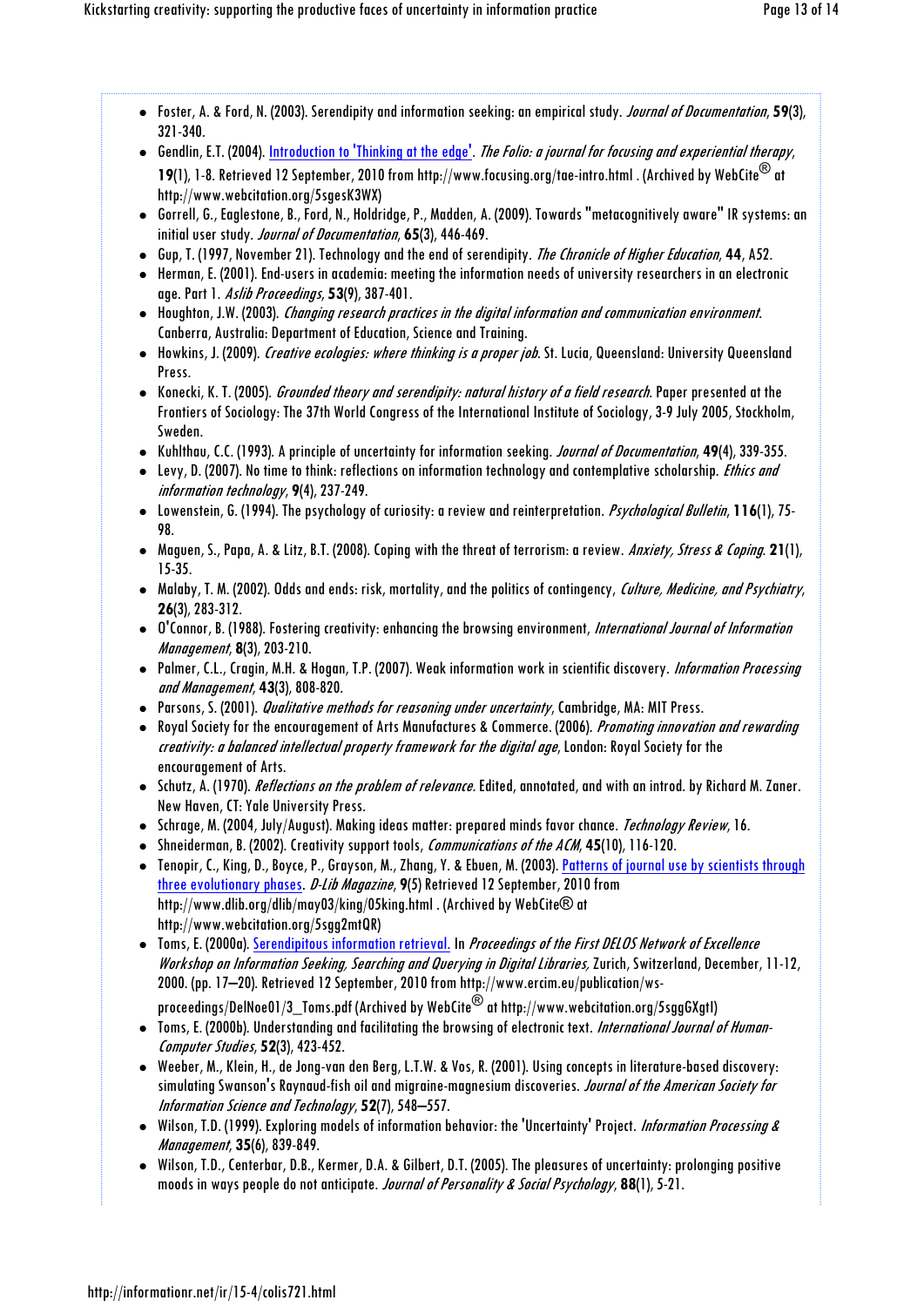- Foster, A. & Ford, N. (2003). Serendipity and information seeking: an empirical study. *Journal of Documentation*, **59**(3), 321-340.
- Gendlin, E.T. (2004). [Introduction to 'Thinking at the edge'](http://www.focusing.org/tae-intro.html). *The Folio: a journal for focusing and experiential therapy*, **19**(1), 1-8. Retrieved 12 September, 2010 from http://www.focusing.org/tae-intro.html . (Archived by WebCite® at http://www.webcitation.org/5sgesK3WX)
- Gorrell, G., Eaglestone, B., Ford, N., Holdridge, P., Madden, A. (2009). Towards "metacognitively aware" IR systems: an initial user study. *Journal of Documentation*, **65**(3), 446-469.
- Gup, T. (1997, November 21). Technology and the end of serendipity. *The Chronicle of Higher Education*, **44**, A52.
- Herman, E. (2001). End-users in academia: meeting the information needs of university researchers in an electronic age. Part 1. *Aslib Proceedings*, **53**(9), 387-401.
- Houghton, J.W. (2003). *Changing research practices in the digital information and communication environment.* Canberra, Australia: Department of Education, Science and Training.
- Howkins, J. (2009). *Creative ecologies: where thinking is a proper job.* St. Lucia, Queensland: University Queensland Press.
- Konecki, K. T. (2005). *Grounded theory and serendipity: natural history of a field research.* Paper presented at the Frontiers of Sociology: The 37th World Congress of the International Institute of Sociology, 3-9 July 2005, Stockholm, Sweden.
- Kuhlthau, C.C. (1993). A principle of uncertainty for information seeking. *Journal of Documentation*, **49**(4), 339-355.
- Levy, D. (2007). No time to think: reflections on information technology and contemplative scholarship. *Ethics and information technology*, **9**(4), 237-249.
- Lowenstein, G. (1994). The psychology of curiosity: a review and reinterpretation. *Psychological Bulletin*, **116**(1), 75-98.
- Maguen, S., Papa, A. & Litz, B.T. (2008). Coping with the threat of terrorism: a review. *Anxiety, Stress & Coping*. **21**(1), 15-35.
- Malaby, T. M. (2002). Odds and ends: risk, mortality, and the politics of contingency, *Culture, Medicine, and Psychiatry*, **26**(3), 283-312.
- O'Connor, B. (1988). Fostering creativity: enhancing the browsing environment, *International Journal of Information Management*, **8**(3), 203-210.
- Palmer, C.L., Cragin, M.H. & Hogan, T.P. (2007). Weak information work in scientific discovery. *Information Processing and Management*, **43**(3), 808-820.
- Parsons, S. (2001). *Qualitative methods for reasoning under uncertainty*, Cambridge, MA: MIT Press.
- Royal Society for the encouragement of Arts Manufactures & Commerce. (2006). *Promoting innovation and rewarding creativity: a balanced intellectual property framework for the digital age*, London: Royal Society for the encouragement of Arts.
- Schutz, A. (1970). *Reflections on the problem of relevance.* Edited, annotated, and with an introd. by Richard M. Zaner. New Haven, CT: Yale University Press.
- Schrage, M. (2004, July/August). Making ideas matter: prepared minds favor chance. *Technology Review*, 16.
- Shneiderman, B. (2002). Creativity support tools, *Communications of the ACM*, **45**(10), 116-120.
- Tenopir, C., King, D., Boyce, P., Grayson, M., Zhang, Y. & Ebuen, M. (2003). [Patterns of journal use by scientists through three evolutionary phases](http://www.dlib.org/dlib/may03/king/05king.html). *D-Lib Magazine*, **9**(5) Retrieved 12 September, 2010 from http://www.dlib.org/dlib/may03/king/05king.html . (Archived by WebCite® at http://www.webcitation.org/5sgg2mtQR)
- Toms, E. (2000a). [Serendipitous information retrieval.](http://www.ercim.eu/publication/ws-proceedings/DelNoe01/3_Toms.pdf) In *Proceedings of the First DELOS Network of Excellence Workshop on Information Seeking, Searching and Querying in Digital Libraries,* Zurich, Switzerland, December, 11-12, 2000. (pp. 17–20). Retrieved 12 September, 2010 from http://www.ercim.eu/publication/ws-proceedings/DelNoe01/3_Toms.pdf (Archived by WebCite® at http://www.webcitation.org/5sggGXgtl)
- Toms, E. (2000b). Understanding and facilitating the browsing of electronic text. *International Journal of Human-Computer Studies*, **52**(3), 423-452.
- Weeber, M., Klein, H., de Jong-van den Berg, L.T.W. & Vos, R. (2001). Using concepts in literature-based discovery: simulating Swanson's Raynaud-fish oil and migraine-magnesium discoveries. *Journal of the American Society for Information Science and Technology*, **52**(7), 548–557.
- Wilson, T.D. (1999). Exploring models of information behavior: the 'Uncertainty' Project. *Information Processing & Management*, **35**(6), 839-849.
- Wilson, T.D., Centerbar, D.B., Kermer, D.A. & Gilbert, D.T. (2005). The pleasures of uncertainty: prolonging positive moods in ways people do not anticipate. *Journal of Personality & Social Psychology*, **88**(1), 5-21.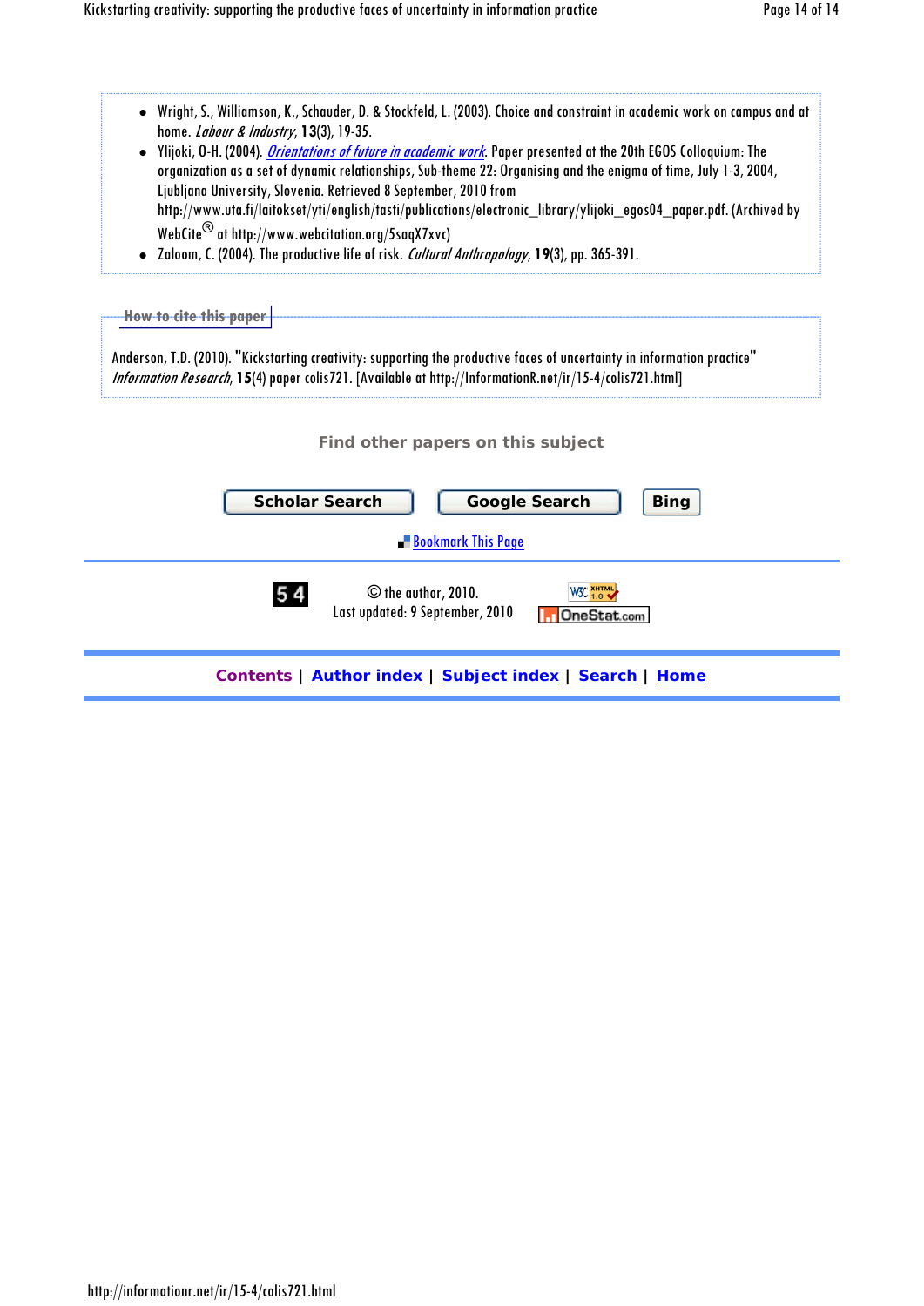- Wright, S., Williamson, K., Schauder, D. & Stockfeld, L. (2003). Choice and constraint in academic work on campus and at home. *Labour & Industry*, **13**(3), 19-35.
- Ylijoki, O-H. (2004). *Orientations of future in academic work*. Paper presented at the 20th EGOS Colloquium: The organization as a set of dynamic relationships, Sub-theme 22: Organising and the enigma of time, July 1-3, 2004, Ljubljana University, Slovenia. Retrieved 8 September, 2010 from http://www.uta.fi/laitokset/yti/english/tasti/publications/electronic_library/ylijoki_egos04_paper.pdf. (Archived by WebCite® at http://www.webcitation.org/5saqX7xvc)
- Zaloom, C. (2004). The productive life of risk. *Cultural Anthropology*, **19**(3), pp. 365-391.

**How to cite this paper**

Anderson, T.D. (2010). "Kickstarting creativity: supporting the productive faces of uncertainty in information practice" *Information Research*, **15**(4) paper colis721. [Available at http://InformationR.net/ir/15-4/colis721.html]

**Find other papers on this subject**

Scholar Search | Google Search | Bing

Bookmark This Page

54

© the author, 2010.
Last updated: 9 September, 2010

Contents | Author index | Subject index | Search | Home